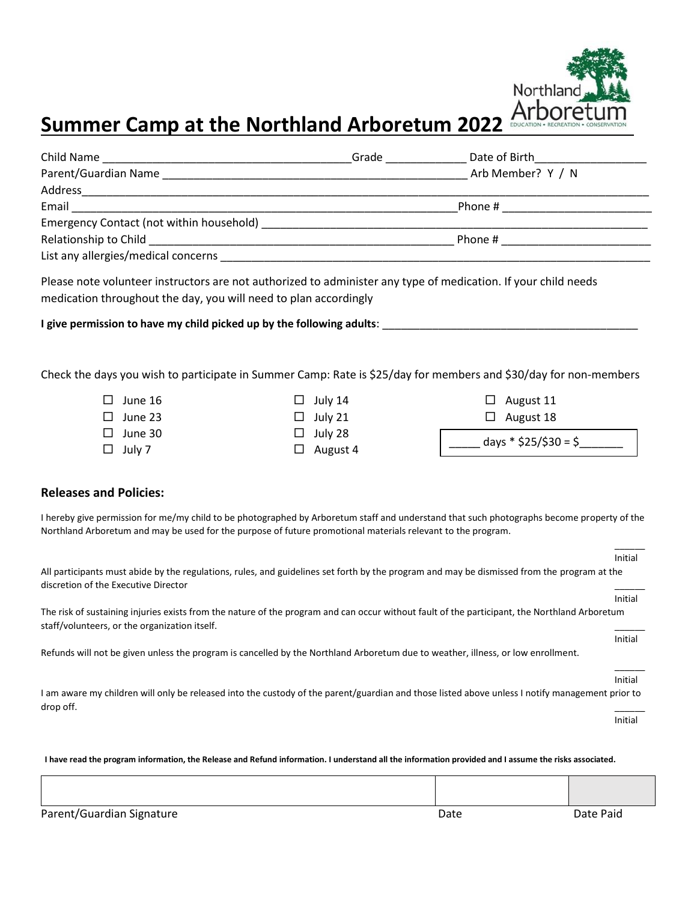# Summer Camp at the Northland Arboretum 2022

Child Name ________________________________________Grade _____________ Date of Birth__________________

Parent/Guardian Name ___________________________________________________ Arb Member? Y / N

Address___________________________________________________________________________________________

Email _______________________________________________________________Phone # ________________________

Emergency Contact (not within household) ______________________________________________________________

Relationship to Child ___________________________________________________ Phone # ________________________

List any allergies/medical concerns _____________________________________________________________________

Please note volunteer instructors are not authorized to administer any type of medication. If your child needs medication throughout the day, you will need to plan accordingly

**I give permission to have my child picked up by the following adults**: ___________________________________________

Check the days you wish to participate in Summer Camp: Rate is $25/day for members and $30/day for non-members

- ☐ June 16
- ☐ June 23
- ☐ June 30
- ☐ July 7
- ☐ July 14
- ☐ July 21
- ☐ July 28
- ☐ August 4
- ☐ August 11
- ☐ August 18

_____ days * $25/$30 = $_______

### Releases and Policies:

I hereby give permission for me/my child to be photographed by Arboretum staff and understand that such photographs become property of the Northland Arboretum and may be used for the purpose of future promotional materials relevant to the program. ______ Initial

All participants must abide by the regulations, rules, and guidelines set forth by the program and may be dismissed from the program at the discretion of the Executive Director ______ Initial

The risk of sustaining injuries exists from the nature of the program and can occur without fault of the participant, the Northland Arboretum staff/volunteers, or the organization itself. ______ Initial

Refunds will not be given unless the program is cancelled by the Northland Arboretum due to weather, illness, or low enrollment. ______ Initial

I am aware my children will only be released into the custody of the parent/guardian and those listed above unless I notify management prior to drop off. ______ Initial

**I have read the program information, the Release and Refund information. I understand all the information provided and I assume the risks associated.**

| | | |
|---|---|---|
| Parent/Guardian Signature | Date | Date Paid |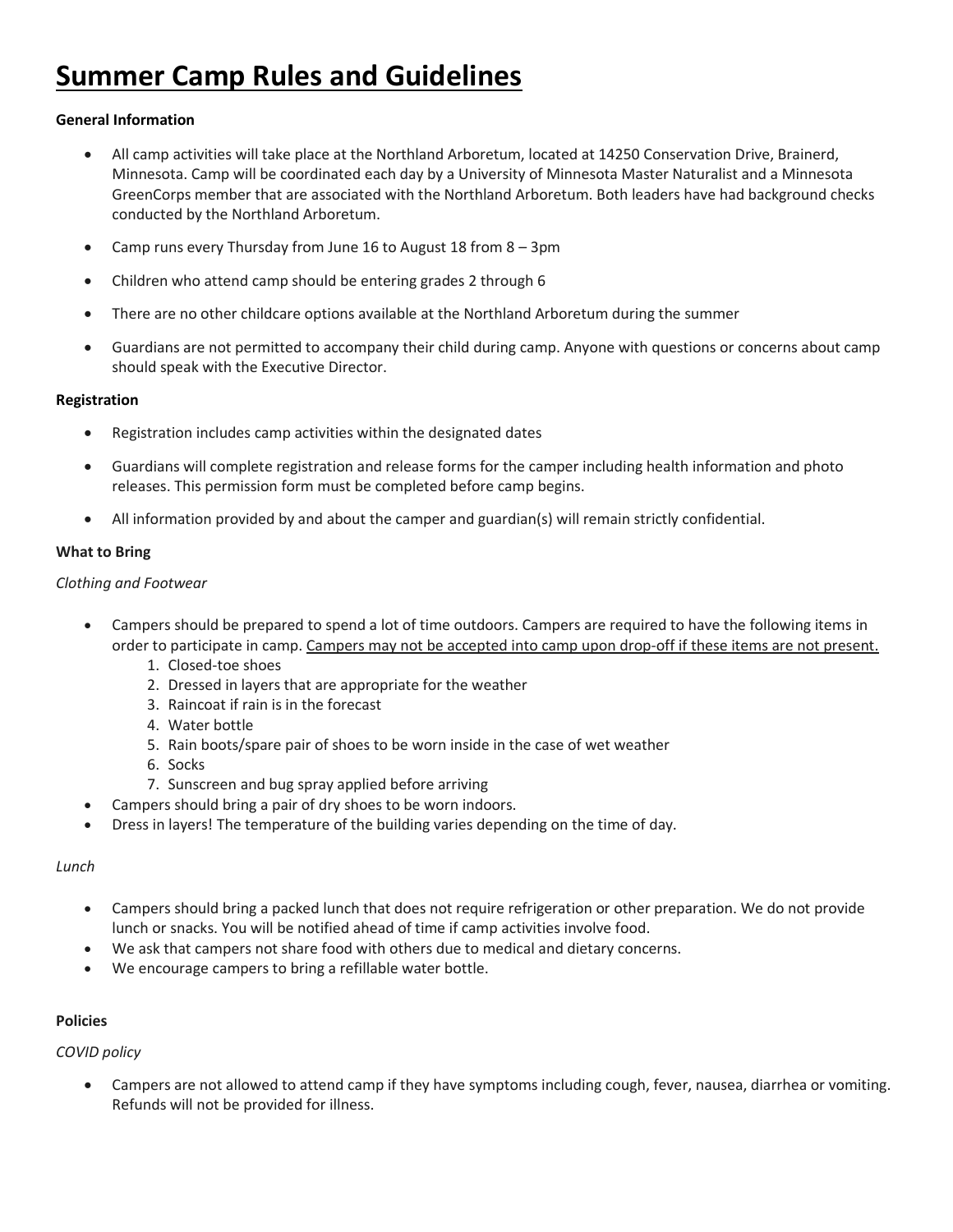# Summer Camp Rules and Guidelines

**General Information**

- All camp activities will take place at the Northland Arboretum, located at 14250 Conservation Drive, Brainerd, Minnesota. Camp will be coordinated each day by a University of Minnesota Master Naturalist and a Minnesota GreenCorps member that are associated with the Northland Arboretum. Both leaders have had background checks conducted by the Northland Arboretum.
- Camp runs every Thursday from June 16 to August 18 from 8 – 3pm
- Children who attend camp should be entering grades 2 through 6
- There are no other childcare options available at the Northland Arboretum during the summer
- Guardians are not permitted to accompany their child during camp. Anyone with questions or concerns about camp should speak with the Executive Director.

**Registration**

- Registration includes camp activities within the designated dates
- Guardians will complete registration and release forms for the camper including health information and photo releases. This permission form must be completed before camp begins.
- All information provided by and about the camper and guardian(s) will remain strictly confidential.

**What to Bring**

*Clothing and Footwear*

- Campers should be prepared to spend a lot of time outdoors. Campers are required to have the following items in order to participate in camp. <u>Campers may not be accepted into camp upon drop-off if these items are not present.</u>
    1. Closed-toe shoes
    2. Dressed in layers that are appropriate for the weather
    3. Raincoat if rain is in the forecast
    4. Water bottle
    5. Rain boots/spare pair of shoes to be worn inside in the case of wet weather
    6. Socks
    7. Sunscreen and bug spray applied before arriving
- Campers should bring a pair of dry shoes to be worn indoors.
- Dress in layers! The temperature of the building varies depending on the time of day.

*Lunch*

- Campers should bring a packed lunch that does not require refrigeration or other preparation. We do not provide lunch or snacks. You will be notified ahead of time if camp activities involve food.
- We ask that campers not share food with others due to medical and dietary concerns.
- We encourage campers to bring a refillable water bottle.

**Policies**

*COVID policy*

- Campers are not allowed to attend camp if they have symptoms including cough, fever, nausea, diarrhea or vomiting. Refunds will not be provided for illness.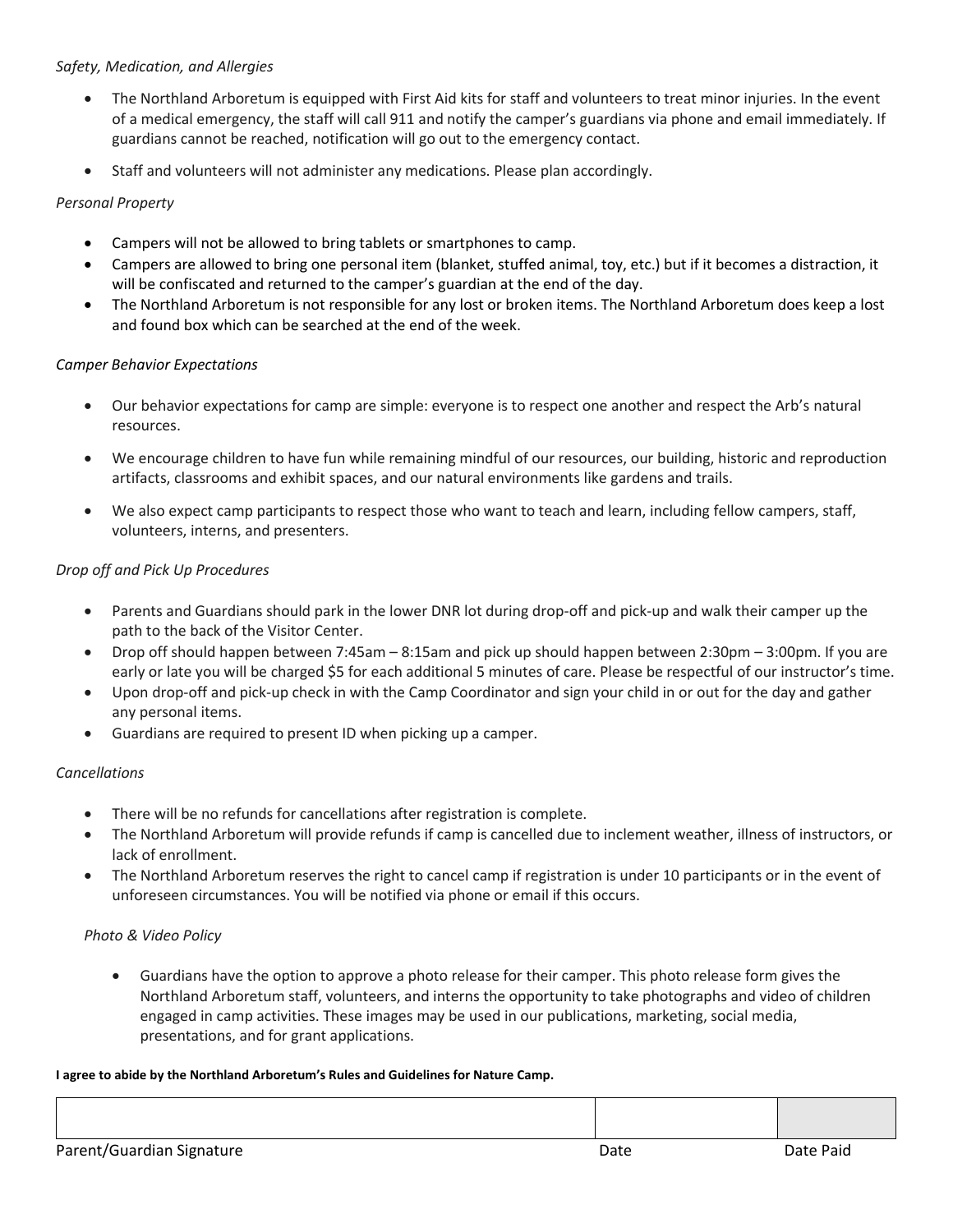*Safety, Medication, and Allergies*

- The Northland Arboretum is equipped with First Aid kits for staff and volunteers to treat minor injuries. In the event of a medical emergency, the staff will call 911 and notify the camper's guardians via phone and email immediately. If guardians cannot be reached, notification will go out to the emergency contact.
- Staff and volunteers will not administer any medications. Please plan accordingly.

*Personal Property*

- Campers will not be allowed to bring tablets or smartphones to camp.
- Campers are allowed to bring one personal item (blanket, stuffed animal, toy, etc.) but if it becomes a distraction, it will be confiscated and returned to the camper's guardian at the end of the day.
- The Northland Arboretum is not responsible for any lost or broken items. The Northland Arboretum does keep a lost and found box which can be searched at the end of the week.

*Camper Behavior Expectations*

- Our behavior expectations for camp are simple: everyone is to respect one another and respect the Arb's natural resources.
- We encourage children to have fun while remaining mindful of our resources, our building, historic and reproduction artifacts, classrooms and exhibit spaces, and our natural environments like gardens and trails.
- We also expect camp participants to respect those who want to teach and learn, including fellow campers, staff, volunteers, interns, and presenters.

*Drop off and Pick Up Procedures*

- Parents and Guardians should park in the lower DNR lot during drop-off and pick-up and walk their camper up the path to the back of the Visitor Center.
- Drop off should happen between 7:45am – 8:15am and pick up should happen between 2:30pm – 3:00pm. If you are early or late you will be charged $5 for each additional 5 minutes of care. Please be respectful of our instructor's time.
- Upon drop-off and pick-up check in with the Camp Coordinator and sign your child in or out for the day and gather any personal items.
- Guardians are required to present ID when picking up a camper.

*Cancellations*

- There will be no refunds for cancellations after registration is complete.
- The Northland Arboretum will provide refunds if camp is cancelled due to inclement weather, illness of instructors, or lack of enrollment.
- The Northland Arboretum reserves the right to cancel camp if registration is under 10 participants or in the event of unforeseen circumstances. You will be notified via phone or email if this occurs.

*Photo & Video Policy*

- Guardians have the option to approve a photo release for their camper. This photo release form gives the Northland Arboretum staff, volunteers, and interns the opportunity to take photographs and video of children engaged in camp activities. These images may be used in our publications, marketing, social media, presentations, and for grant applications.

**I agree to abide by the Northland Arboretum's Rules and Guidelines for Nature Camp.**

| | | |
|---|---|---|
| | | |
| Parent/Guardian Signature | Date | Date Paid |